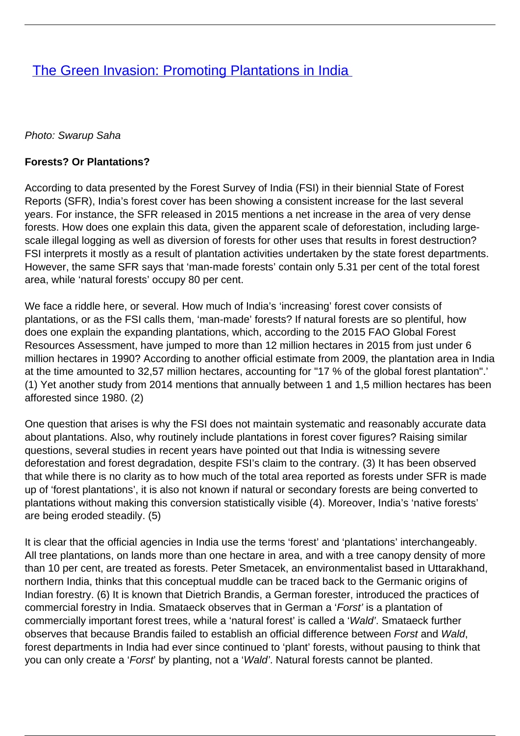# [The Green Invasion: Promoting Plantations in India](#)

*Photo: Swarup Saha*

**Forests? Or Plantations?**

According to data presented by the Forest Survey of India (FSI) in their biennial State of Forest Reports (SFR), India's forest cover has been showing a consistent increase for the last several years. For instance, the SFR released in 2015 mentions a net increase in the area of very dense forests. How does one explain this data, given the apparent scale of deforestation, including large-scale illegal logging as well as diversion of forests for other uses that results in forest destruction? FSI interprets it mostly as a result of plantation activities undertaken by the state forest departments. However, the same SFR says that 'man-made forests' contain only 5.31 per cent of the total forest area, while 'natural forests' occupy 80 per cent.

We face a riddle here, or several. How much of India's 'increasing' forest cover consists of plantations, or as the FSI calls them, 'man-made' forests? If natural forests are so plentiful, how does one explain the expanding plantations, which, according to the 2015 FAO Global Forest Resources Assessment, have jumped to more than 12 million hectares in 2015 from just under 6 million hectares in 1990? According to another official estimate from 2009, the plantation area in India at the time amounted to 32,57 million hectares, accounting for "17 % of the global forest plantation".' (1) Yet another study from 2014 mentions that annually between 1 and 1,5 million hectares has been afforested since 1980. (2)

One question that arises is why the FSI does not maintain systematic and reasonably accurate data about plantations. Also, why routinely include plantations in forest cover figures? Raising similar questions, several studies in recent years have pointed out that India is witnessing severe deforestation and forest degradation, despite FSI's claim to the contrary. (3) It has been observed that while there is no clarity as to how much of the total area reported as forests under SFR is made up of 'forest plantations', it is also not known if natural or secondary forests are being converted to plantations without making this conversion statistically visible (4). Moreover, India's 'native forests' are being eroded steadily. (5)

It is clear that the official agencies in India use the terms 'forest' and 'plantations' interchangeably. All tree plantations, on lands more than one hectare in area, and with a tree canopy density of more than 10 per cent, are treated as forests. Peter Smetacek, an environmentalist based in Uttarakhand, northern India, thinks that this conceptual muddle can be traced back to the Germanic origins of Indian forestry. (6) It is known that Dietrich Brandis, a German forester, introduced the practices of commercial forestry in India. Smataeck observes that in German a '*Forst'* is a plantation of commercially important forest trees, while a 'natural forest' is called a '*Wald'*. Smataeck further observes that because Brandis failed to establish an official difference between *Forst* and *Wald*, forest departments in India had ever since continued to 'plant' forests, without pausing to think that you can only create a '*Forst*' by planting, not a '*Wald'*. Natural forests cannot be planted.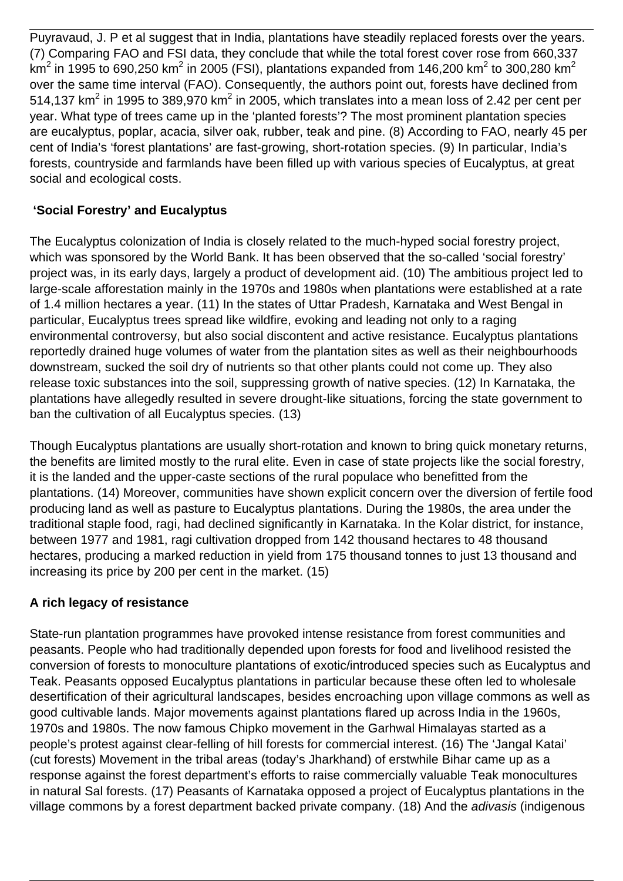Puyravaud, J. P et al suggest that in India, plantations have steadily replaced forests over the years. (7) Comparing FAO and FSI data, they conclude that while the total forest cover rose from 660,337 $km^2$ in 1995 to 690,250 $km^2$ in 2005 (FSI), plantations expanded from 146,200 $km^2$ to 300,280 $km^2$ over the same time interval (FAO). Consequently, the authors point out, forests have declined from 514,137 $km^2$ in 1995 to 389,970 $km^2$ in 2005, which translates into a mean loss of 2.42 per cent per year. What type of trees came up in the 'planted forests'? The most prominent plantation species are eucalyptus, poplar, acacia, silver oak, rubber, teak and pine. (8) According to FAO, nearly 45 per cent of India's 'forest plantations' are fast-growing, short-rotation species. (9) In particular, India's forests, countryside and farmlands have been filled up with various species of Eucalyptus, at great social and ecological costs.

## 'Social Forestry' and Eucalyptus

The Eucalyptus colonization of India is closely related to the much-hyped social forestry project, which was sponsored by the World Bank. It has been observed that the so-called 'social forestry' project was, in its early days, largely a product of development aid. (10) The ambitious project led to large-scale afforestation mainly in the 1970s and 1980s when plantations were established at a rate of 1.4 million hectares a year. (11) In the states of Uttar Pradesh, Karnataka and West Bengal in particular, Eucalyptus trees spread like wildfire, evoking and leading not only to a raging environmental controversy, but also social discontent and active resistance. Eucalyptus plantations reportedly drained huge volumes of water from the plantation sites as well as their neighbourhoods downstream, sucked the soil dry of nutrients so that other plants could not come up. They also release toxic substances into the soil, suppressing growth of native species. (12) In Karnataka, the plantations have allegedly resulted in severe drought-like situations, forcing the state government to ban the cultivation of all Eucalyptus species. (13)

Though Eucalyptus plantations are usually short-rotation and known to bring quick monetary returns, the benefits are limited mostly to the rural elite. Even in case of state projects like the social forestry, it is the landed and the upper-caste sections of the rural populace who benefitted from the plantations. (14) Moreover, communities have shown explicit concern over the diversion of fertile food producing land as well as pasture to Eucalyptus plantations. During the 1980s, the area under the traditional staple food, ragi, had declined significantly in Karnataka. In the Kolar district, for instance, between 1977 and 1981, ragi cultivation dropped from 142 thousand hectares to 48 thousand hectares, producing a marked reduction in yield from 175 thousand tonnes to just 13 thousand and increasing its price by 200 per cent in the market. (15)

## A rich legacy of resistance

State-run plantation programmes have provoked intense resistance from forest communities and peasants. People who had traditionally depended upon forests for food and livelihood resisted the conversion of forests to monoculture plantations of exotic/introduced species such as Eucalyptus and Teak. Peasants opposed Eucalyptus plantations in particular because these often led to wholesale desertification of their agricultural landscapes, besides encroaching upon village commons as well as good cultivable lands. Major movements against plantations flared up across India in the 1960s, 1970s and 1980s. The now famous Chipko movement in the Garhwal Himalayas started as a people's protest against clear-felling of hill forests for commercial interest. (16) The 'Jangal Katai' (cut forests) Movement in the tribal areas (today's Jharkhand) of erstwhile Bihar came up as a response against the forest department's efforts to raise commercially valuable Teak monocultures in natural Sal forests. (17) Peasants of Karnataka opposed a project of Eucalyptus plantations in the village commons by a forest department backed private company. (18) And the *adivasis* (indigenous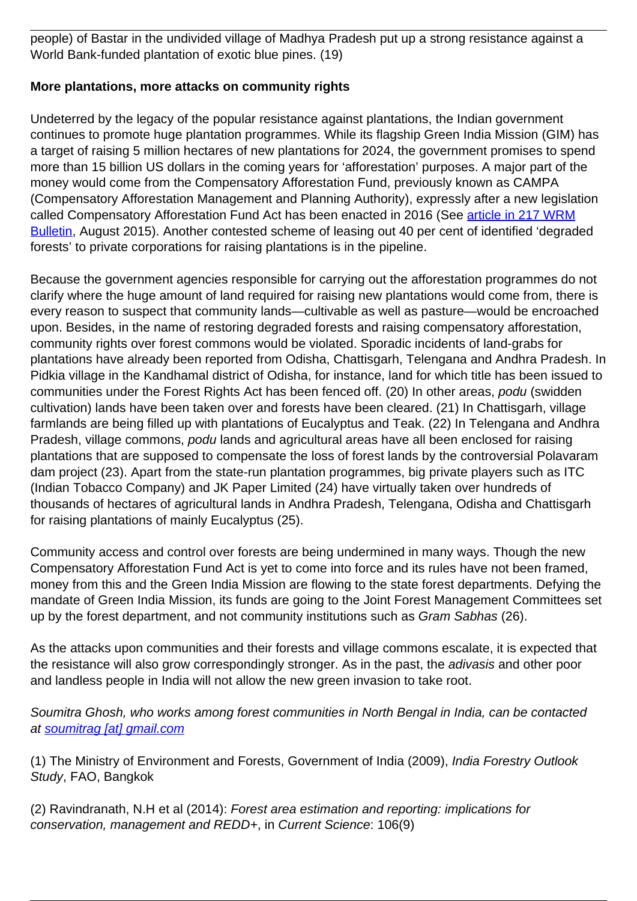people) of Bastar in the undivided village of Madhya Pradesh put up a strong resistance against a World Bank-funded plantation of exotic blue pines. (19)

**More plantations, more attacks on community rights**

Undeterred by the legacy of the popular resistance against plantations, the Indian government continues to promote huge plantation programmes. While its flagship Green India Mission (GIM) has a target of raising 5 million hectares of new plantations for 2024, the government promises to spend more than 15 billion US dollars in the coming years for 'afforestation' purposes. A major part of the money would come from the Compensatory Afforestation Fund, previously known as CAMPA (Compensatory Afforestation Management and Planning Authority), expressly after a new legislation called Compensatory Afforestation Fund Act has been enacted in 2016 (See [article in 217 WRM Bulletin](), August 2015). Another contested scheme of leasing out 40 per cent of identified 'degraded forests' to private corporations for raising plantations is in the pipeline.

Because the government agencies responsible for carrying out the afforestation programmes do not clarify where the huge amount of land required for raising new plantations would come from, there is every reason to suspect that community lands—cultivable as well as pasture—would be encroached upon. Besides, in the name of restoring degraded forests and raising compensatory afforestation, community rights over forest commons would be violated. Sporadic incidents of land-grabs for plantations have already been reported from Odisha, Chattisgarh, Telengana and Andhra Pradesh. In Pidkia village in the Kandhamal district of Odisha, for instance, land for which title has been issued to communities under the Forest Rights Act has been fenced off. (20) In other areas, *podu* (swidden cultivation) lands have been taken over and forests have been cleared. (21) In Chattisgarh, village farmlands are being filled up with plantations of Eucalyptus and Teak. (22) In Telengana and Andhra Pradesh, village commons, *podu* lands and agricultural areas have all been enclosed for raising plantations that are supposed to compensate the loss of forest lands by the controversial Polavaram dam project (23). Apart from the state-run plantation programmes, big private players such as ITC (Indian Tobacco Company) and JK Paper Limited (24) have virtually taken over hundreds of thousands of hectares of agricultural lands in Andhra Pradesh, Telengana, Odisha and Chattisgarh for raising plantations of mainly Eucalyptus (25).

Community access and control over forests are being undermined in many ways. Though the new Compensatory Afforestation Fund Act is yet to come into force and its rules have not been framed, money from this and the Green India Mission are flowing to the state forest departments. Defying the mandate of Green India Mission, its funds are going to the Joint Forest Management Committees set up by the forest department, and not community institutions such as *Gram Sabhas* (26).

As the attacks upon communities and their forests and village commons escalate, it is expected that the resistance will also grow correspondingly stronger. As in the past, the *adivasis* and other poor and landless people in India will not allow the new green invasion to take root.

*Soumitra Ghosh, who works among forest communities in North Bengal in India, can be contacted at soumitrag [at] gmail.com*

(1) The Ministry of Environment and Forests, Government of India (2009), *India Forestry Outlook Study*, FAO, Bangkok

(2) Ravindranath, N.H et al (2014): *Forest area estimation and reporting: implications for conservation, management and REDD+*, in *Current Science*: 106(9)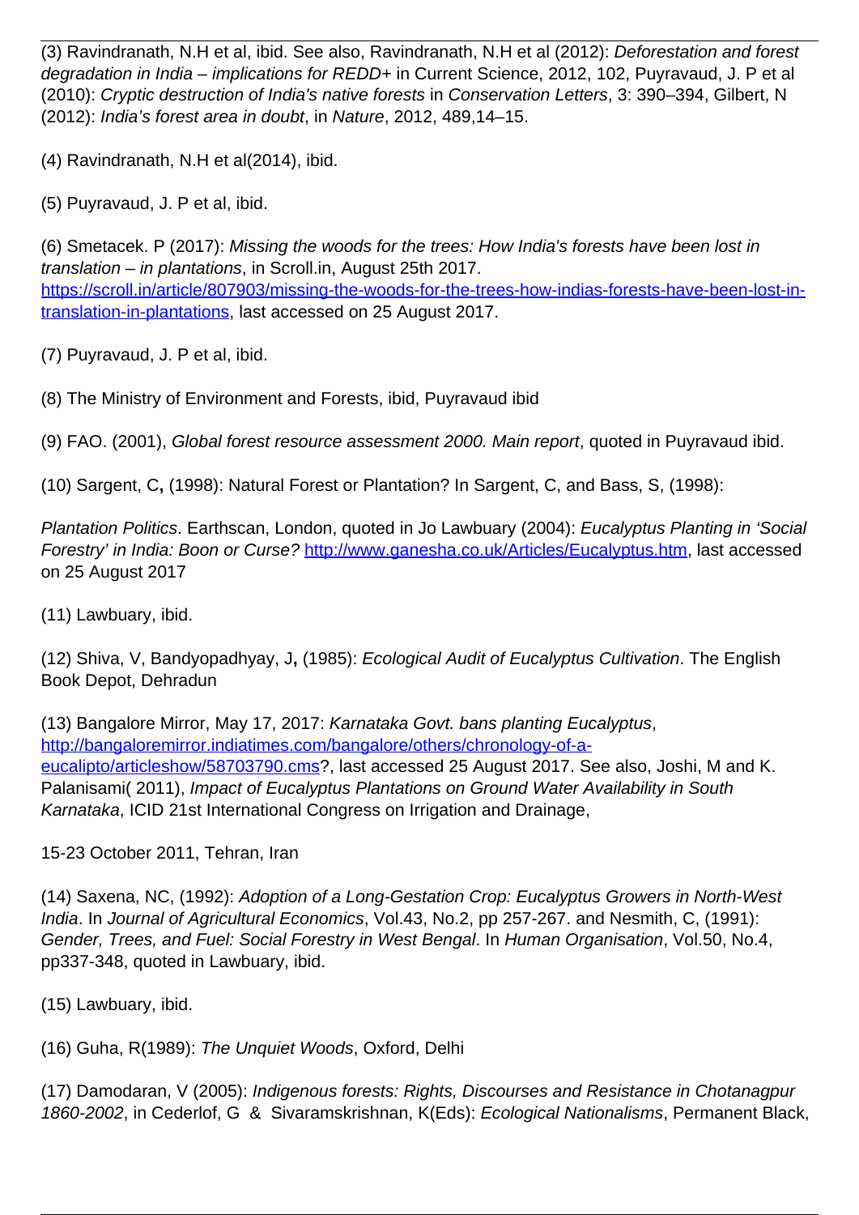(3) Ravindranath, N.H et al, ibid. See also, Ravindranath, N.H et al (2012): *Deforestation and forest degradation in India – implications for REDD+* in Current Science, 2012, 102, Puyravaud, J. P et al (2010): *Cryptic destruction of India's native forests* in *Conservation Letters*, 3: 390–394, Gilbert, N (2012): *India's forest area in doubt*, in *Nature*, 2012, 489,14–15.

(4) Ravindranath, N.H et al(2014), ibid.

(5) Puyravaud, J. P et al, ibid.

(6) Smetacek. P (2017): *Missing the woods for the trees: How India's forests have been lost in translation – in plantations*, in Scroll.in, August 25th 2017. [https://scroll.in/article/807903/missing-the-woods-for-the-trees-how-indias-forests-have-been-lost-in-translation-in-plantations](https://scroll.in/article/807903/missing-the-woods-for-the-trees-how-indias-forests-have-been-lost-in-translation-in-plantations), last accessed on 25 August 2017.

(7) Puyravaud, J. P et al, ibid.

(8) The Ministry of Environment and Forests, ibid, Puyravaud ibid

(9) FAO. (2001), *Global forest resource assessment 2000. Main report*, quoted in Puyravaud ibid.

(10) Sargent, C**,** (1998): Natural Forest or Plantation? In Sargent, C, and Bass, S, (1998):

*Plantation Politics*. Earthscan, London, quoted in Jo Lawbuary (2004): *Eucalyptus Planting in 'Social Forestry' in India: Boon or Curse?* [http://www.ganesha.co.uk/Articles/Eucalyptus.htm](http://www.ganesha.co.uk/Articles/Eucalyptus.htm), last accessed on 25 August 2017

(11) Lawbuary, ibid.

(12) Shiva, V, Bandyopadhyay, J**,** (1985): *Ecological Audit of Eucalyptus Cultivation*. The English Book Depot, Dehradun

(13) Bangalore Mirror, May 17, 2017: *Karnataka Govt. bans planting Eucalyptus*, [http://bangaloremirror.indiatimes.com/bangalore/others/chronology-of-a-eucalipto/articleshow/58703790.cms](http://bangaloremirror.indiatimes.com/bangalore/others/chronology-of-a-eucalipto/articleshow/58703790.cms)?, last accessed 25 August 2017. See also, Joshi, M and K. Palanisami( 2011), *Impact of Eucalyptus Plantations on Ground Water Availability in South Karnataka*, ICID 21st International Congress on Irrigation and Drainage,

15-23 October 2011, Tehran, Iran

(14) Saxena, NC, (1992): *Adoption of a Long-Gestation Crop: Eucalyptus Growers in North-West India*. In *Journal of Agricultural Economics*, Vol.43, No.2, pp 257-267. and Nesmith, C, (1991): *Gender, Trees, and Fuel: Social Forestry in West Bengal*. In *Human Organisation*, Vol.50, No.4, pp337-348, quoted in Lawbuary, ibid.

(15) Lawbuary, ibid.

(16) Guha, R(1989): *The Unquiet Woods*, Oxford, Delhi

(17) Damodaran, V (2005): *Indigenous forests: Rights, Discourses and Resistance in Chotanagpur 1860-2002*, in Cederlof, G & Sivaramskrishnan, K(Eds): *Ecological Nationalisms*, Permanent Black,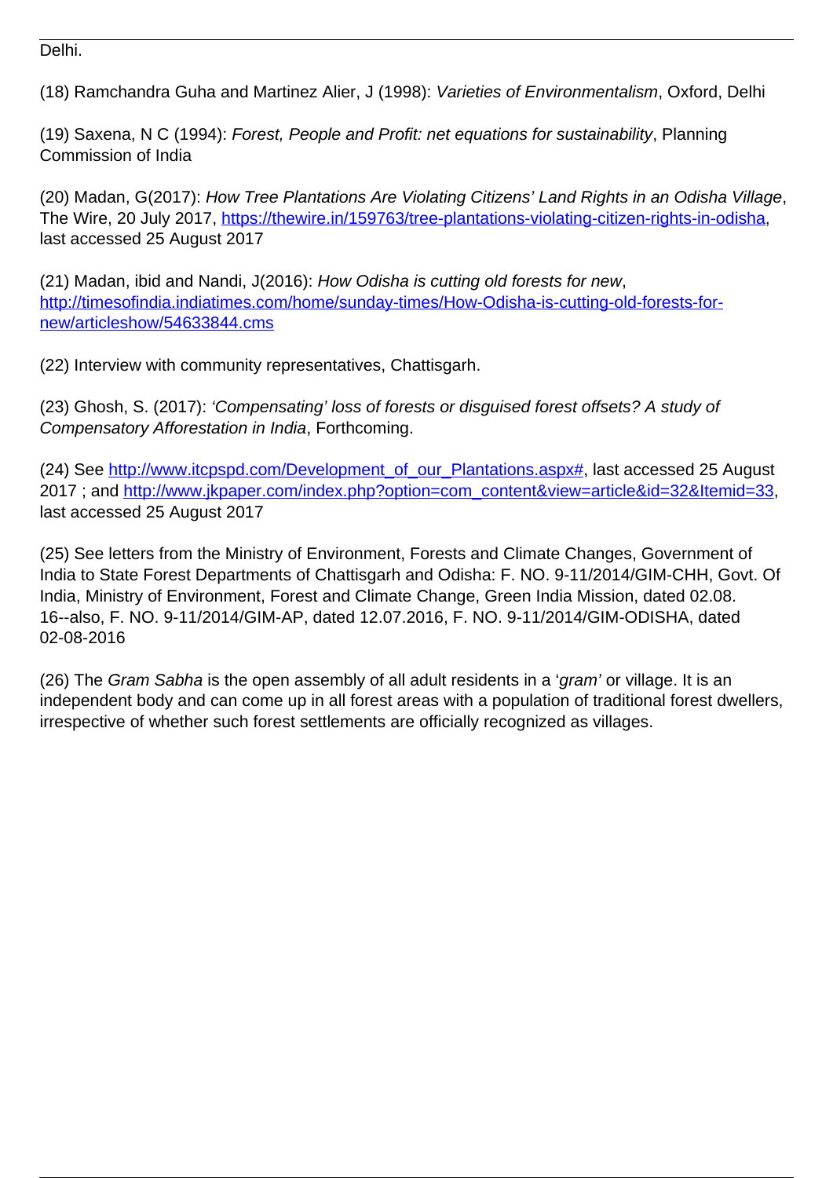Delhi.

(18) Ramchandra Guha and Martinez Alier, J (1998): *Varieties of Environmentalism*, Oxford, Delhi

(19) Saxena, N C (1994): *Forest, People and Profit: net equations for sustainability*, Planning Commission of India

(20) Madan, G(2017): *How Tree Plantations Are Violating Citizens' Land Rights in an Odisha Village*, The Wire, 20 July 2017, https://thewire.in/159763/tree-plantations-violating-citizen-rights-in-odisha, last accessed 25 August 2017

(21) Madan, ibid and Nandi, J(2016): *How Odisha is cutting old forests for new*, http://timesofindia.indiatimes.com/home/sunday-times/How-Odisha-is-cutting-old-forests-for-new/articleshow/54633844.cms

(22) Interview with community representatives, Chattisgarh.

(23) Ghosh, S. (2017): *'Compensating' loss of forests or disguised forest offsets? A study of Compensatory Afforestation in India*, Forthcoming.

(24) See http://www.itcpspd.com/Development_of_our_Plantations.aspx#, last accessed 25 August 2017 ; and http://www.jkpaper.com/index.php?option=com_content&view=article&id=32&Itemid=33, last accessed 25 August 2017

(25) See letters from the Ministry of Environment, Forests and Climate Changes, Government of India to State Forest Departments of Chattisgarh and Odisha: F. NO. 9-11/2014/GIM-CHH, Govt. Of India, Ministry of Environment, Forest and Climate Change, Green India Mission, dated 02.08. 16--also, F. NO. 9-11/2014/GIM-AP, dated 12.07.2016, F. NO. 9-11/2014/GIM-ODISHA, dated 02-08-2016

(26) The *Gram Sabha* is the open assembly of all adult residents in a '*gram'* or village. It is an independent body and can come up in all forest areas with a population of traditional forest dwellers, irrespective of whether such forest settlements are officially recognized as villages.